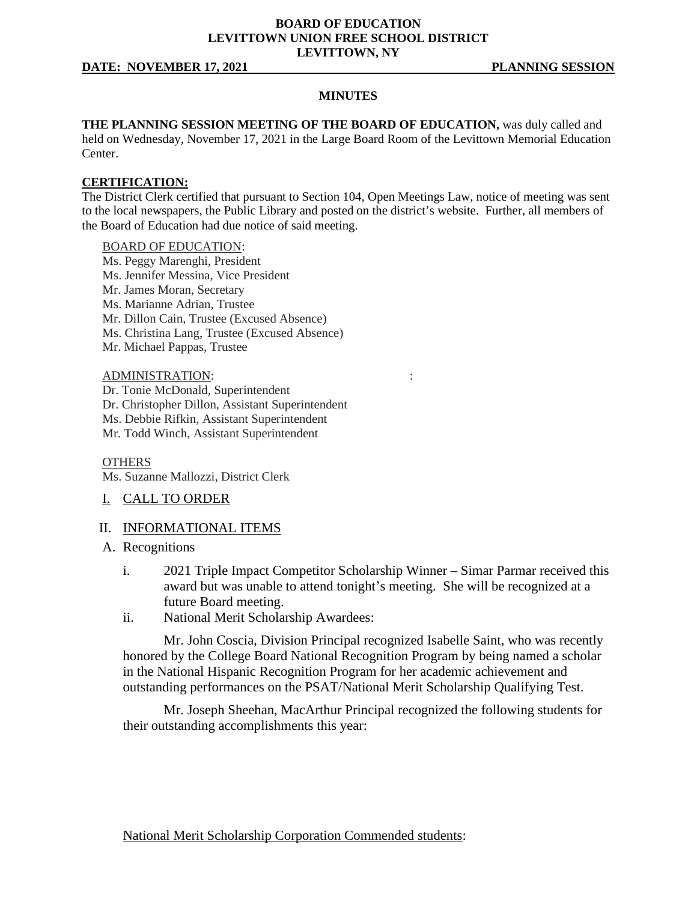**BOARD OF EDUCATION**
**LEVITTOWN UNION FREE SCHOOL DISTRICT**
**LEVITTOWN, NY**

**DATE: NOVEMBER 17, 2021** **PLANNING SESSION**

**MINUTES**

**THE PLANNING SESSION MEETING OF THE BOARD OF EDUCATION,** was duly called and held on Wednesday, November 17, 2021 in the Large Board Room of the Levittown Memorial Education Center.

**CERTIFICATION:**

The District Clerk certified that pursuant to Section 104, Open Meetings Law, notice of meeting was sent to the local newspapers, the Public Library and posted on the district's website. Further, all members of the Board of Education had due notice of said meeting.

BOARD OF EDUCATION:
Ms. Peggy Marenghi, President
Ms. Jennifer Messina, Vice President
Mr. James Moran, Secretary
Ms. Marianne Adrian, Trustee
Mr. Dillon Cain, Trustee (Excused Absence)
Ms. Christina Lang, Trustee (Excused Absence)
Mr. Michael Pappas, Trustee

ADMINISTRATION:
Dr. Tonie McDonald, Superintendent
Dr. Christopher Dillon, Assistant Superintendent
Ms. Debbie Rifkin, Assistant Superintendent
Mr. Todd Winch, Assistant Superintendent

OTHERS
Ms. Suzanne Mallozzi, District Clerk

I. CALL TO ORDER

II. INFORMATIONAL ITEMS

A. Recognitions

i. 2021 Triple Impact Competitor Scholarship Winner – Simar Parmar received this award but was unable to attend tonight's meeting. She will be recognized at a future Board meeting.

ii. National Merit Scholarship Awardees:

Mr. John Coscia, Division Principal recognized Isabelle Saint, who was recently honored by the College Board National Recognition Program by being named a scholar in the National Hispanic Recognition Program for her academic achievement and outstanding performances on the PSAT/National Merit Scholarship Qualifying Test.

Mr. Joseph Sheehan, MacArthur Principal recognized the following students for their outstanding accomplishments this year:

National Merit Scholarship Corporation Commended students: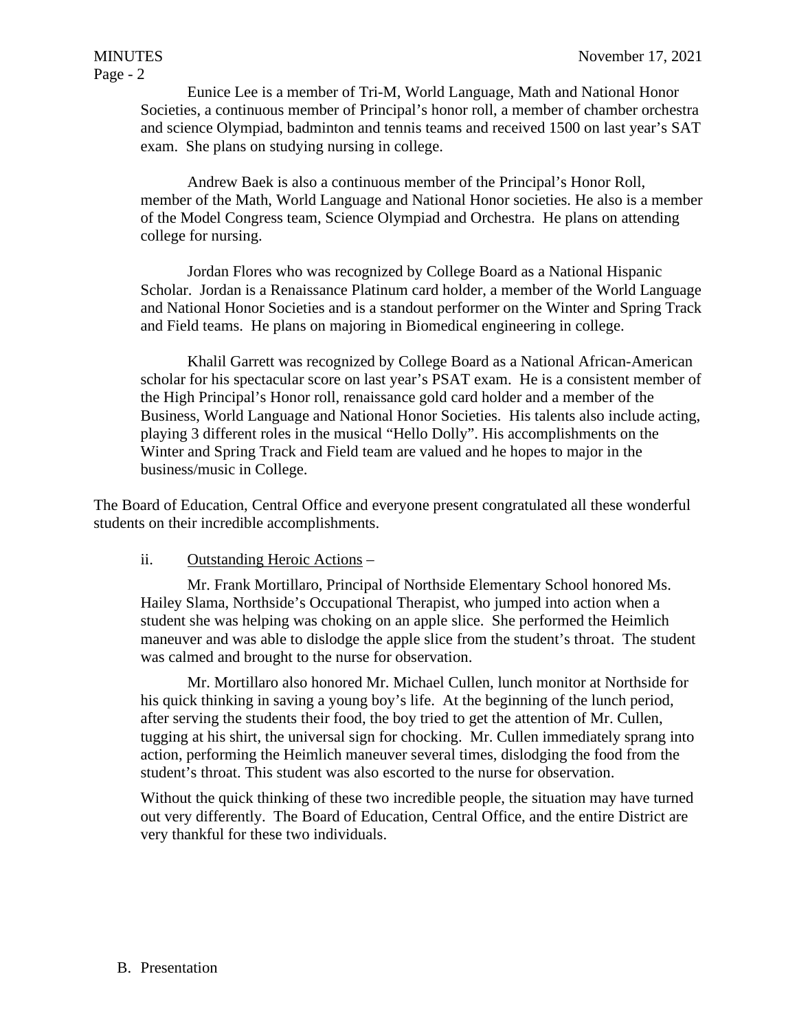Eunice Lee is a member of Tri-M, World Language, Math and National Honor Societies, a continuous member of Principal's honor roll, a member of chamber orchestra and science Olympiad, badminton and tennis teams and received 1500 on last year's SAT exam. She plans on studying nursing in college.

Andrew Baek is also a continuous member of the Principal's Honor Roll, member of the Math, World Language and National Honor societies. He also is a member of the Model Congress team, Science Olympiad and Orchestra. He plans on attending college for nursing.

Jordan Flores who was recognized by College Board as a National Hispanic Scholar. Jordan is a Renaissance Platinum card holder, a member of the World Language and National Honor Societies and is a standout performer on the Winter and Spring Track and Field teams. He plans on majoring in Biomedical engineering in college.

Khalil Garrett was recognized by College Board as a National African-American scholar for his spectacular score on last year's PSAT exam. He is a consistent member of the High Principal's Honor roll, renaissance gold card holder and a member of the Business, World Language and National Honor Societies. His talents also include acting, playing 3 different roles in the musical "Hello Dolly". His accomplishments on the Winter and Spring Track and Field team are valued and he hopes to major in the business/music in College.

The Board of Education, Central Office and everyone present congratulated all these wonderful students on their incredible accomplishments.

ii. Outstanding Heroic Actions –

Mr. Frank Mortillaro, Principal of Northside Elementary School honored Ms. Hailey Slama, Northside's Occupational Therapist, who jumped into action when a student she was helping was choking on an apple slice. She performed the Heimlich maneuver and was able to dislodge the apple slice from the student's throat. The student was calmed and brought to the nurse for observation.

Mr. Mortillaro also honored Mr. Michael Cullen, lunch monitor at Northside for his quick thinking in saving a young boy's life. At the beginning of the lunch period, after serving the students their food, the boy tried to get the attention of Mr. Cullen, tugging at his shirt, the universal sign for chocking. Mr. Cullen immediately sprang into action, performing the Heimlich maneuver several times, dislodging the food from the student's throat. This student was also escorted to the nurse for observation.

Without the quick thinking of these two incredible people, the situation may have turned out very differently. The Board of Education, Central Office, and the entire District are very thankful for these two individuals.

B. Presentation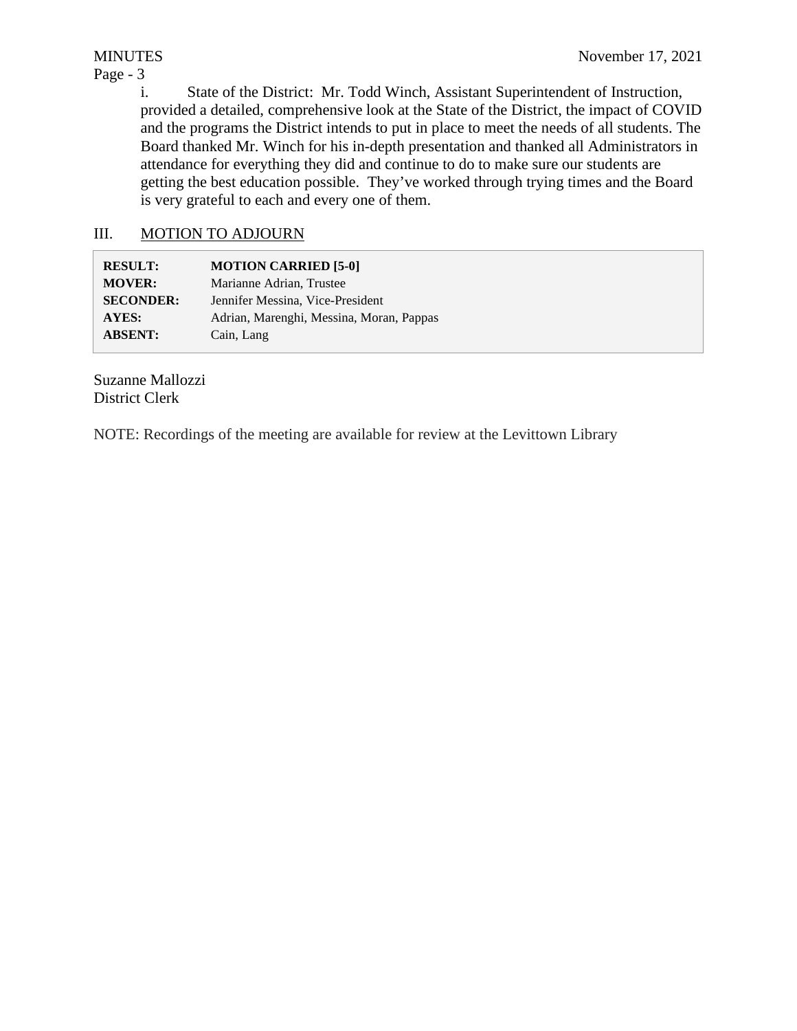i. State of the District: Mr. Todd Winch, Assistant Superintendent of Instruction, provided a detailed, comprehensive look at the State of the District, the impact of COVID and the programs the District intends to put in place to meet the needs of all students. The Board thanked Mr. Winch for his in-depth presentation and thanked all Administrators in attendance for everything they did and continue to do to make sure our students are getting the best education possible. They've worked through trying times and the Board is very grateful to each and every one of them.

III. MOTION TO ADJOURN

| | |
|---|---|
| **RESULT:** | **MOTION CARRIED [5-0]** |
| **MOVER:** | Marianne Adrian, Trustee |
| **SECONDER:** | Jennifer Messina, Vice-President |
| **AYES:** | Adrian, Marenghi, Messina, Moran, Pappas |
| **ABSENT:** | Cain, Lang |

Suzanne Mallozzi
District Clerk

NOTE: Recordings of the meeting are available for review at the Levittown Library